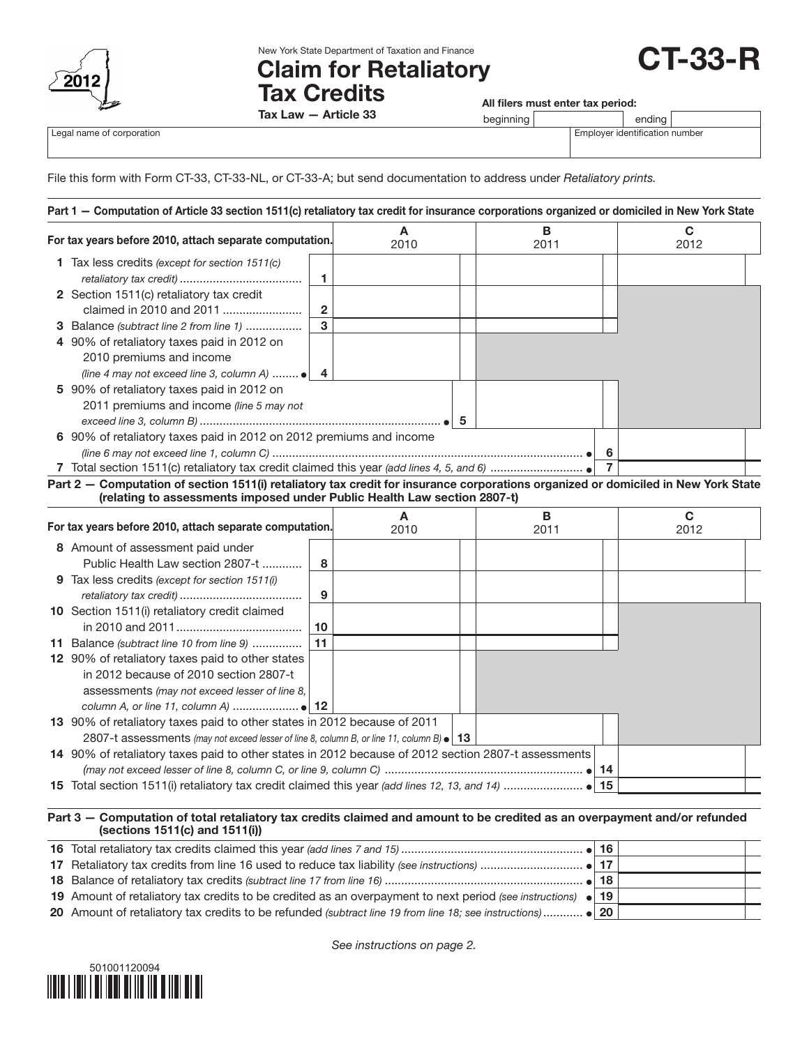New York State Department of Taxation and Finance

# Claim for Retaliatory Tax Credits

**Tax Law — Article 33**

**CT-33-R**

2012

**All filers must enter tax period:**

beginning | ending

| Legal name of corporation | Employer identification number |
|---|---|
| | |

File this form with Form CT-33, CT-33-NL, or CT-33-A; but send documentation to address under *Retaliatory prints.*

**Part 1 — Computation of Article 33 section 1511(c) retaliatory tax credit for insurance corporations organized or domiciled in New York State**

| For tax years before 2010, attach separate computation. | | A 2010 | B 2011 | C 2012 |
|---|---|---|---|---|
| 1 Tax less credits *(except for section 1511(c) retaliatory tax credit)* | 1 | | | |
| 2 Section 1511(c) retaliatory tax credit claimed in 2010 and 2011 | 2 | | | |
| 3 Balance *(subtract line 2 from line 1)* | 3 | | | |
| 4 90% of retaliatory taxes paid in 2012 on 2010 premiums and income *(line 4 may not exceed line 3, column A)* • | 4 | | | |
| 5 90% of retaliatory taxes paid in 2012 on 2011 premiums and income *(line 5 may not exceed line 3, column B)* • | 5 | | | |
| 6 90% of retaliatory taxes paid in 2012 on 2012 premiums and income *(line 6 may not exceed line 1, column C)* • | 6 | | | |
| 7 Total section 1511(c) retaliatory tax credit claimed this year *(add lines 4, 5, and 6)* • | 7 | | | |

**Part 2 — Computation of section 1511(i) retaliatory tax credit for insurance corporations organized or domiciled in New York State (relating to assessments imposed under Public Health Law section 2807-t)**

| For tax years before 2010, attach separate computation. | | A 2010 | B 2011 | C 2012 |
|---|---|---|---|---|
| 8 Amount of assessment paid under Public Health Law section 2807-t | 8 | | | |
| 9 Tax less credits *(except for section 1511(i) retaliatory tax credit)* | 9 | | | |
| 10 Section 1511(i) retaliatory credit claimed in 2010 and 2011 | 10 | | | |
| 11 Balance *(subtract line 10 from line 9)* | 11 | | | |
| 12 90% of retaliatory taxes paid to other states in 2012 because of 2010 section 2807-t assessments *(may not exceed lesser of line 8, column A, or line 11, column A)* • | 12 | | | |
| 13 90% of retaliatory taxes paid to other states in 2012 because of 2011 2807-t assessments *(may not exceed lesser of line 8, column B, or line 11, column B)* • | 13 | | | |
| 14 90% of retaliatory taxes paid to other states in 2012 because of 2012 section 2807-t assessments *(may not exceed lesser of line 8, column C, or line 9, column C)* • | 14 | | | |
| 15 Total section 1511(i) retaliatory tax credit claimed this year *(add lines 12, 13, and 14)* • | 15 | | | |

**Part 3 — Computation of total retaliatory tax credits claimed and amount to be credited as an overpayment and/or refunded (sections 1511(c) and 1511(i))**

| | | |
|---|---|---|
| 16 Total retaliatory tax credits claimed this year *(add lines 7 and 15)* • | 16 | |
| 17 Retaliatory tax credits from line 16 used to reduce tax liability *(see instructions)* • | 17 | |
| 18 Balance of retaliatory tax credits *(subtract line 17 from line 16)* | 18 | |
| 19 Amount of retaliatory tax credits to be credited as an overpayment to next period *(see instructions)* • | 19 | |
| 20 Amount of retaliatory tax credits to be refunded *(subtract line 19 from line 18; see instructions)* • | 20 | |

*See instructions on page 2.*

501001120094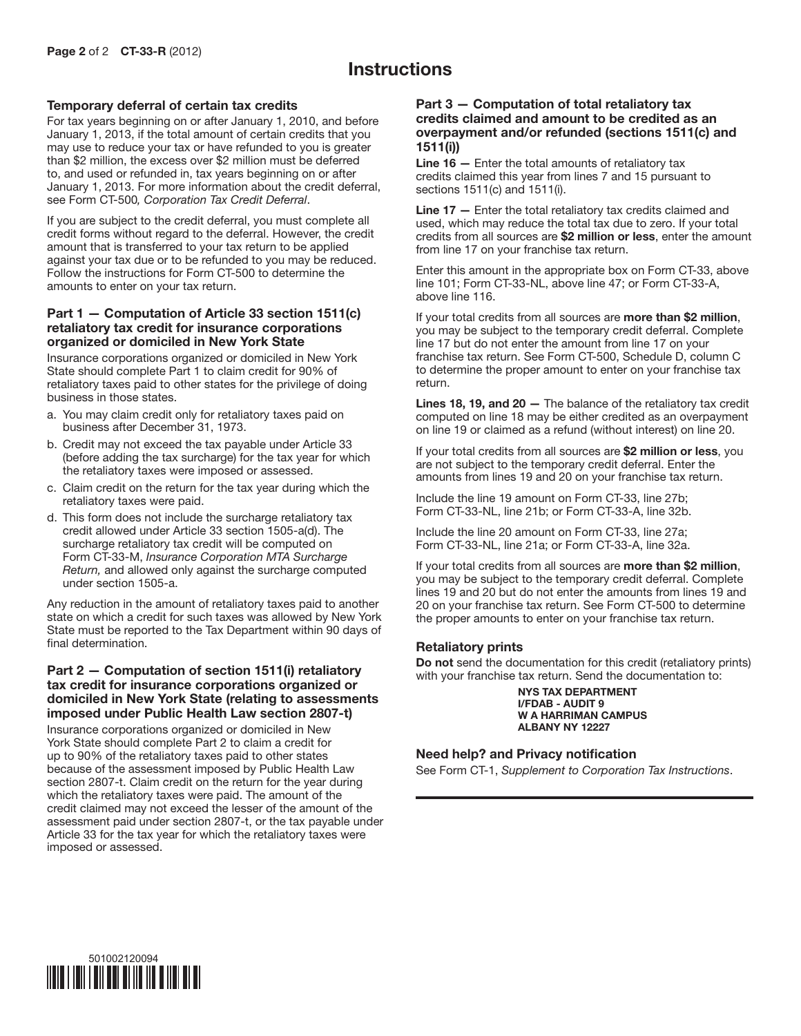# Instructions

## Temporary deferral of certain tax credits

For tax years beginning on or after January 1, 2010, and before January 1, 2013, if the total amount of certain credits that you may use to reduce your tax or have refunded to you is greater than $2 million, the excess over $2 million must be deferred to, and used or refunded in, tax years beginning on or after January 1, 2013. For more information about the credit deferral, see Form CT-500*, Corporation Tax Credit Deferral*.

If you are subject to the credit deferral, you must complete all credit forms without regard to the deferral. However, the credit amount that is transferred to your tax return to be applied against your tax due or to be refunded to you may be reduced. Follow the instructions for Form CT-500 to determine the amounts to enter on your tax return.

## Part 1 — Computation of Article 33 section 1511(c) retaliatory tax credit for insurance corporations organized or domiciled in New York State

Insurance corporations organized or domiciled in New York State should complete Part 1 to claim credit for 90% of retaliatory taxes paid to other states for the privilege of doing business in those states.

a. You may claim credit only for retaliatory taxes paid on business after December 31, 1973.

b. Credit may not exceed the tax payable under Article 33 (before adding the tax surcharge) for the tax year for which the retaliatory taxes were imposed or assessed.

c. Claim credit on the return for the tax year during which the retaliatory taxes were paid.

d. This form does not include the surcharge retaliatory tax credit allowed under Article 33 section 1505-a(d). The surcharge retaliatory tax credit will be computed on Form CT-33-M, *Insurance Corporation MTA Surcharge Return,* and allowed only against the surcharge computed under section 1505-a.

Any reduction in the amount of retaliatory taxes paid to another state on which a credit for such taxes was allowed by New York State must be reported to the Tax Department within 90 days of final determination.

## Part 2 — Computation of section 1511(i) retaliatory tax credit for insurance corporations organized or domiciled in New York State (relating to assessments imposed under Public Health Law section 2807-t)

Insurance corporations organized or domiciled in New York State should complete Part 2 to claim a credit for up to 90% of the retaliatory taxes paid to other states because of the assessment imposed by Public Health Law section 2807-t. Claim credit on the return for the year during which the retaliatory taxes were paid. The amount of the credit claimed may not exceed the lesser of the amount of the assessment paid under section 2807-t, or the tax payable under Article 33 for the tax year for which the retaliatory taxes were imposed or assessed.

## Part 3 — Computation of total retaliatory tax credits claimed and amount to be credited as an overpayment and/or refunded (sections 1511(c) and 1511(i))

**Line 16 —** Enter the total amounts of retaliatory tax credits claimed this year from lines 7 and 15 pursuant to sections 1511(c) and 1511(i).

**Line 17 —** Enter the total retaliatory tax credits claimed and used, which may reduce the total tax due to zero. If your total credits from all sources are **$2 million or less**, enter the amount from line 17 on your franchise tax return.

Enter this amount in the appropriate box on Form CT-33, above line 101; Form CT-33-NL, above line 47; or Form CT-33-A, above line 116.

If your total credits from all sources are **more than $2 million**, you may be subject to the temporary credit deferral. Complete line 17 but do not enter the amount from line 17 on your franchise tax return. See Form CT-500, Schedule D, column C to determine the proper amount to enter on your franchise tax return.

**Lines 18, 19, and 20 —** The balance of the retaliatory tax credit computed on line 18 may be either credited as an overpayment on line 19 or claimed as a refund (without interest) on line 20.

If your total credits from all sources are **$2 million or less**, you are not subject to the temporary credit deferral. Enter the amounts from lines 19 and 20 on your franchise tax return.

Include the line 19 amount on Form CT-33, line 27b; Form CT-33-NL, line 21b; or Form CT-33-A, line 32b.

Include the line 20 amount on Form CT-33, line 27a; Form CT-33-NL, line 21a; or Form CT-33-A, line 32a.

If your total credits from all sources are **more than $2 million**, you may be subject to the temporary credit deferral. Complete lines 19 and 20 but do not enter the amounts from lines 19 and 20 on your franchise tax return. See Form CT-500 to determine the proper amounts to enter on your franchise tax return.

## Retaliatory prints

**Do not** send the documentation for this credit (retaliatory prints) with your franchise tax return. Send the documentation to:

**NYS TAX DEPARTMENT**
**I/FDAB - AUDIT 9**
**W A HARRIMAN CAMPUS**
**ALBANY NY 12227**

## Need help? and Privacy notification

See Form CT-1, *Supplement to Corporation Tax Instructions*.

501002120094